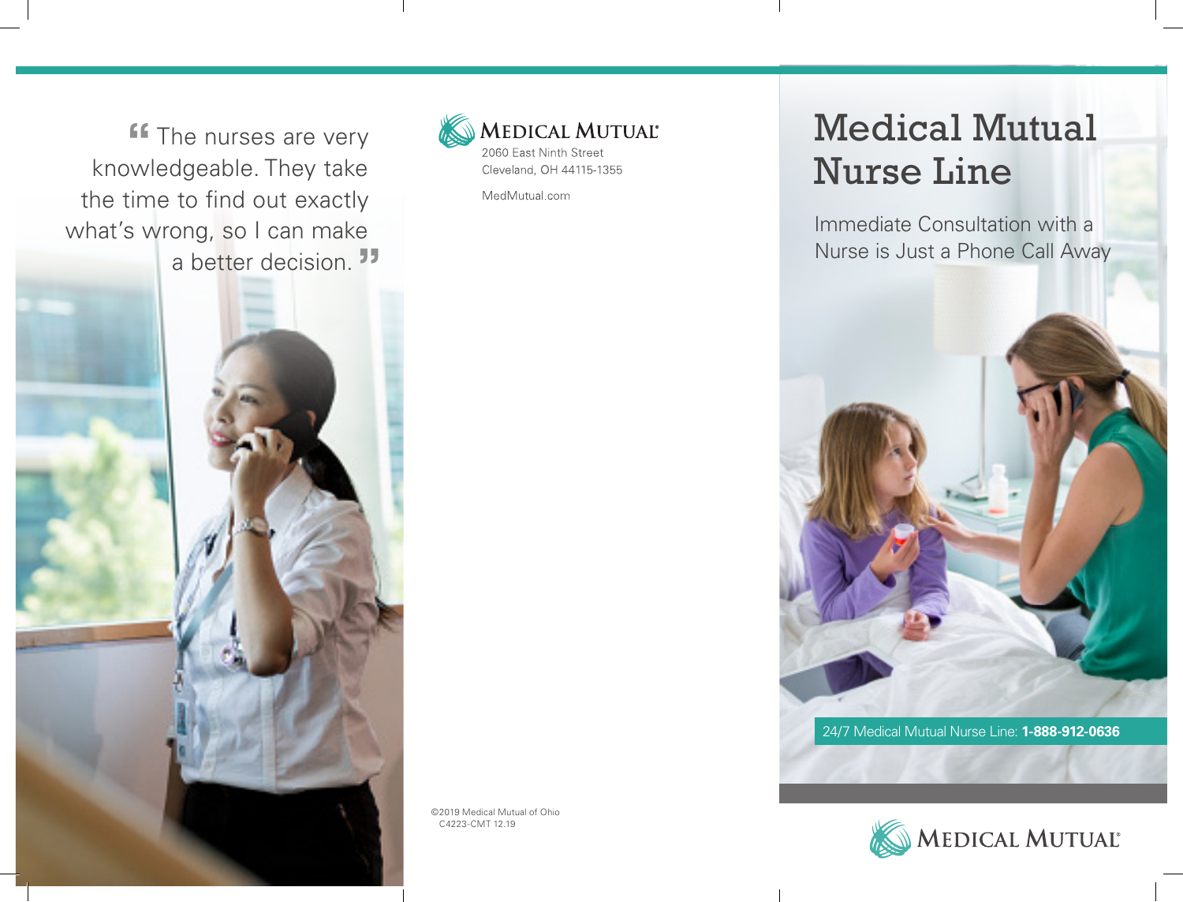> "The nurses are very knowledgeable. They take the time to find out exactly what's wrong, so I can make a better decision."

**MEDICAL MUTUAL®**
2060 East Ninth Street
Cleveland, OH 44115-1355

MedMutual.com

©2019 Medical Mutual of Ohio
C4223-CMT 12.19

# Medical Mutual Nurse Line

Immediate Consultation with a Nurse is Just a Phone Call Away

24/7 Medical Mutual Nurse Line: **1-888-912-0636**

**MEDICAL MUTUAL®**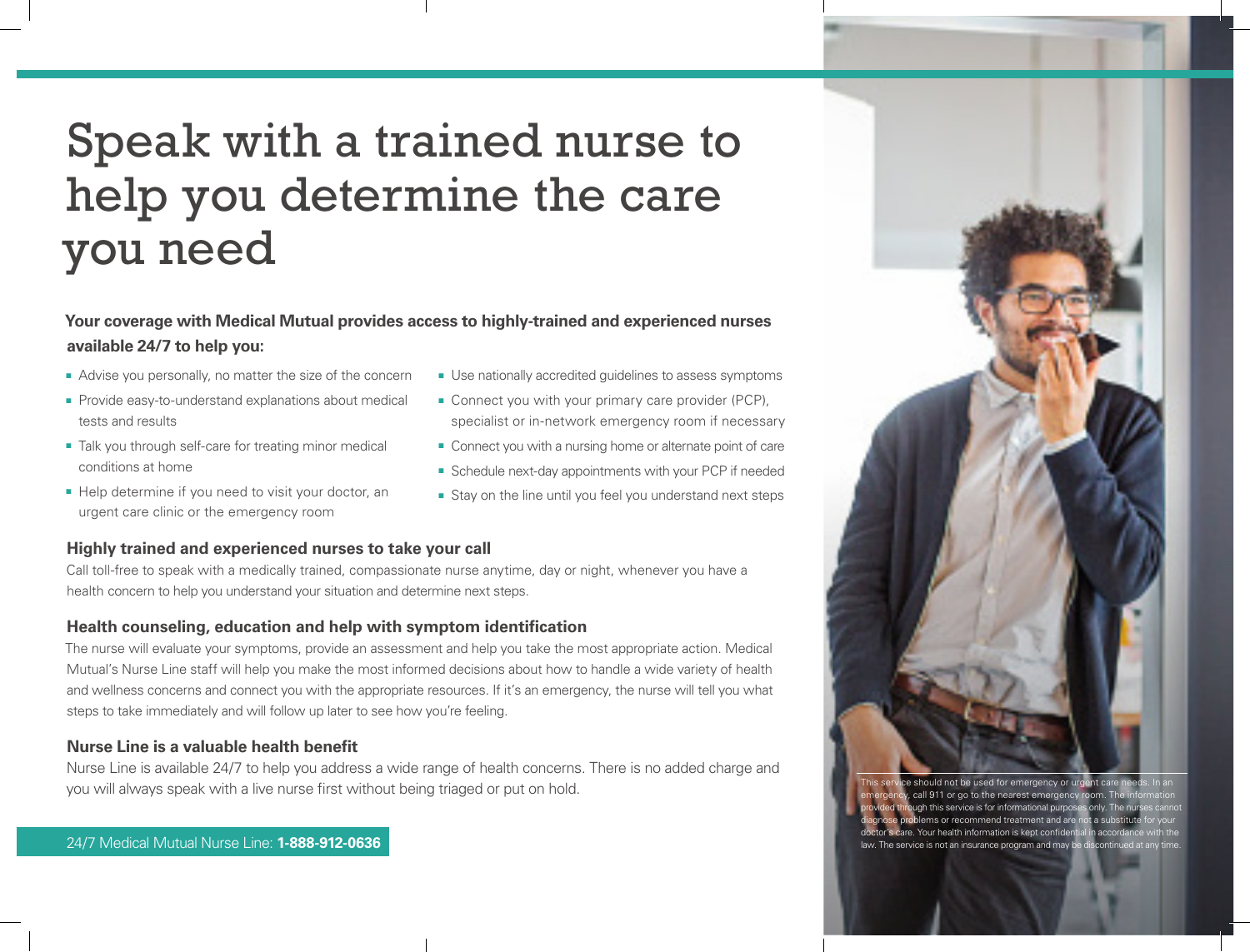# Speak with a trained nurse to help you determine the care you need

**Your coverage with Medical Mutual provides access to highly-trained and experienced nurses available 24/7 to help you:**

- Advise you personally, no matter the size of the concern
- Provide easy-to-understand explanations about medical tests and results
- Talk you through self-care for treating minor medical conditions at home
- Help determine if you need to visit your doctor, an urgent care clinic or the emergency room
- Use nationally accredited guidelines to assess symptoms
- Connect you with your primary care provider (PCP), specialist or in-network emergency room if necessary
- Connect you with a nursing home or alternate point of care
- Schedule next-day appointments with your PCP if needed
- Stay on the line until you feel you understand next steps

### Highly trained and experienced nurses to take your call

Call toll-free to speak with a medically trained, compassionate nurse anytime, day or night, whenever you have a health concern to help you understand your situation and determine next steps.

### Health counseling, education and help with symptom identification

The nurse will evaluate your symptoms, provide an assessment and help you take the most appropriate action. Medical Mutual's Nurse Line staff will help you make the most informed decisions about how to handle a wide variety of health and wellness concerns and connect you with the appropriate resources. If it's an emergency, the nurse will tell you what steps to take immediately and will follow up later to see how you're feeling.

### Nurse Line is a valuable health benefit

Nurse Line is available 24/7 to help you address a wide range of health concerns. There is no added charge and you will always speak with a live nurse first without being triaged or put on hold.

24/7 Medical Mutual Nurse Line: **1-888-912-0636**

This service should not be used for emergency or urgent care needs. In an emergency, call 911 or go to the nearest emergency room. The information provided through this service is for informational purposes only. The nurses cannot diagnose problems or recommend treatment and are not a substitute for your doctor's care. Your health information is kept confidential in accordance with the law. The service is not an insurance program and may be discontinued at any time.